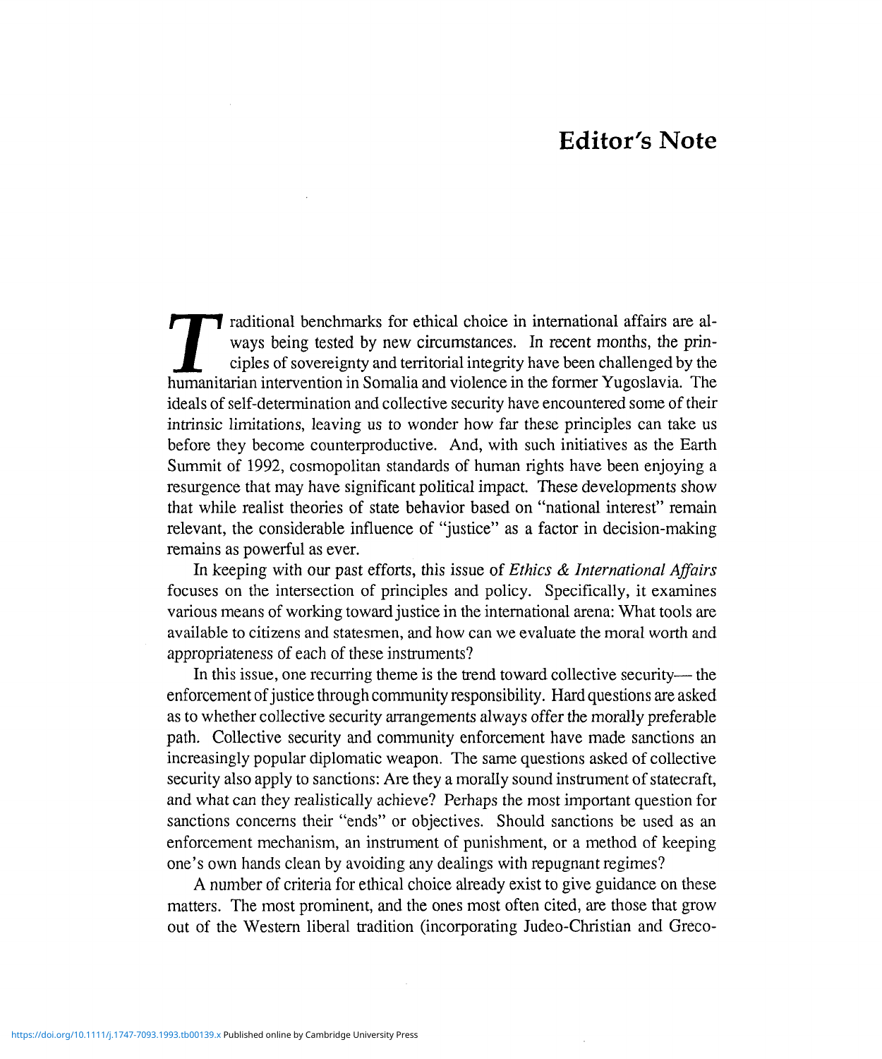# Editor's Note

Traditional benchmarks for ethical choice in international affairs are always being tested by new circumstances. In recent months, the principles of sovereignty and territorial integrity have been challenged by the humanitarian intervention in Somalia and violence in the former Yugoslavia. The ideals of self-determination and collective security have encountered some of their intrinsic limitations, leaving us to wonder how far these principles can take us before they become counterproductive. And, with such initiatives as the Earth Summit of 1992, cosmopolitan standards of human rights have been enjoying a resurgence that may have significant political impact. These developments show that while realist theories of state behavior based on "national interest" remain relevant, the considerable influence of "justice" as a factor in decision-making remains as powerful as ever.

In keeping with our past efforts, this issue of *Ethics & International Affairs* focuses on the intersection of principles and policy. Specifically, it examines various means of working toward justice in the international arena: What tools are available to citizens and statesmen, and how can we evaluate the moral worth and appropriateness of each of these instruments?

In this issue, one recurring theme is the trend toward collective security— the enforcement of justice through community responsibility. Hard questions are asked as to whether collective security arrangements always offer the morally preferable path. Collective security and community enforcement have made sanctions an increasingly popular diplomatic weapon. The same questions asked of collective security also apply to sanctions: Are they a morally sound instrument of statecraft, and what can they realistically achieve? Perhaps the most important question for sanctions concerns their "ends" or objectives. Should sanctions be used as an enforcement mechanism, an instrument of punishment, or a method of keeping one's own hands clean by avoiding any dealings with repugnant regimes?

A number of criteria for ethical choice already exist to give guidance on these matters. The most prominent, and the ones most often cited, are those that grow out of the Western liberal tradition (incorporating Judeo-Christian and Greco-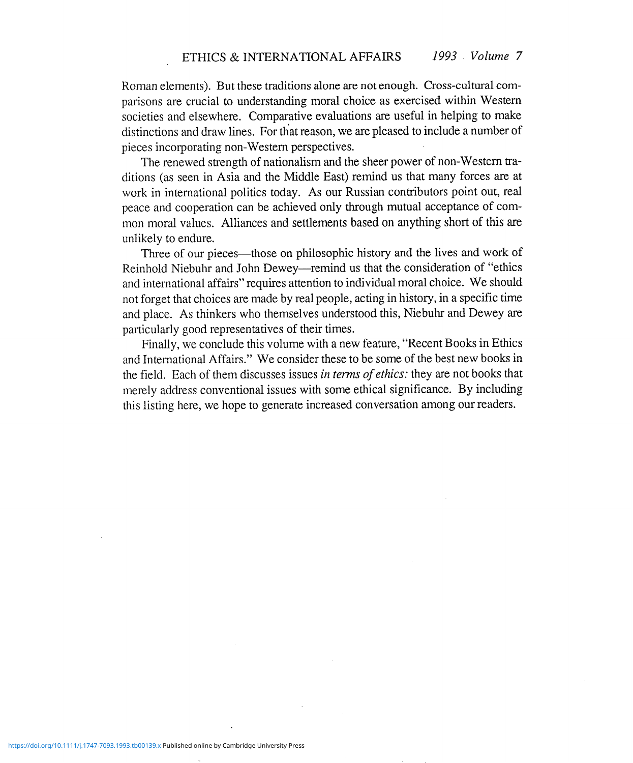Roman elements). But these traditions alone are not enough. Cross-cultural comparisons are crucial to understanding moral choice as exercised within Western societies and elsewhere. Comparative evaluations are useful in helping to make distinctions and draw lines. For that reason, we are pleased to include a number of pieces incorporating non-Western perspectives.

The renewed strength of nationalism and the sheer power of non-Western traditions (as seen in Asia and the Middle East) remind us that many forces are at work in international politics today. As our Russian contributors point out, real peace and cooperation can be achieved only through mutual acceptance of common moral values. Alliances and settlements based on anything short of this are unlikely to endure.

Three of our pieces—those on philosophic history and the lives and work of Reinhold Niebuhr and John Dewey—remind us that the consideration of "ethics and international affairs" requires attention to individual moral choice. We should not forget that choices are made by real people, acting in history, in a specific time and place. As thinkers who themselves understood this, Niebuhr and Dewey are particularly good representatives of their times.

Finally, we conclude this volume with a new feature, "Recent Books in Ethics and International Affairs." We consider these to be some of the best new books in the field. Each of them discusses issues *in terms of ethics:* they are not books that merely address conventional issues with some ethical significance. By including this listing here, we hope to generate increased conversation among our readers.